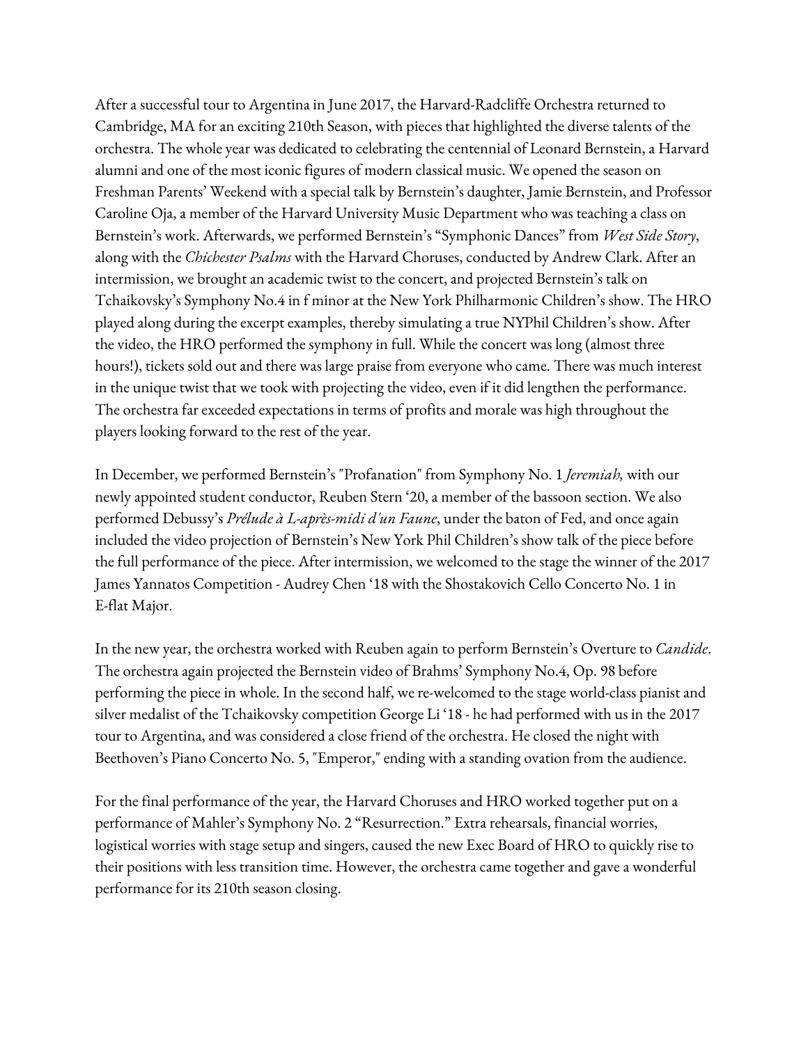After a successful tour to Argentina in June 2017, the Harvard-Radcliffe Orchestra returned to Cambridge, MA for an exciting 210th Season, with pieces that highlighted the diverse talents of the orchestra. The whole year was dedicated to celebrating the centennial of Leonard Bernstein, a Harvard alumni and one of the most iconic figures of modern classical music. We opened the season on Freshman Parents' Weekend with a special talk by Bernstein's daughter, Jamie Bernstein, and Professor Caroline Oja, a member of the Harvard University Music Department who was teaching a class on Bernstein's work. Afterwards, we performed Bernstein's "Symphonic Dances" from *West Side Story*, along with the *Chichester Psalms* with the Harvard Choruses, conducted by Andrew Clark. After an intermission, we brought an academic twist to the concert, and projected Bernstein's talk on Tchaikovsky's Symphony No.4 in f minor at the New York Philharmonic Children's show. The HRO played along during the excerpt examples, thereby simulating a true NYPhil Children's show. After the video, the HRO performed the symphony in full. While the concert was long (almost three hours!), tickets sold out and there was large praise from everyone who came. There was much interest in the unique twist that we took with projecting the video, even if it did lengthen the performance. The orchestra far exceeded expectations in terms of profits and morale was high throughout the players looking forward to the rest of the year.

In December, we performed Bernstein's "Profanation" from Symphony No. 1 *Jeremiah,* with our newly appointed student conductor, Reuben Stern '20, a member of the bassoon section. We also performed Debussy's *Prélude à L-après-midi d'un Faune*, under the baton of Fed, and once again included the video projection of Bernstein's New York Phil Children's show talk of the piece before the full performance of the piece. After intermission, we welcomed to the stage the winner of the 2017 James Yannatos Competition - Audrey Chen '18 with the Shostakovich Cello Concerto No. 1 in E-flat Major.

In the new year, the orchestra worked with Reuben again to perform Bernstein's Overture to *Candide*. The orchestra again projected the Bernstein video of Brahms' Symphony No.4, Op. 98 before performing the piece in whole. In the second half, we re-welcomed to the stage world-class pianist and silver medalist of the Tchaikovsky competition George Li '18 - he had performed with us in the 2017 tour to Argentina, and was considered a close friend of the orchestra. He closed the night with Beethoven's Piano Concerto No. 5, "Emperor," ending with a standing ovation from the audience.

For the final performance of the year, the Harvard Choruses and HRO worked together put on a performance of Mahler's Symphony No. 2 "Resurrection." Extra rehearsals, financial worries, logistical worries with stage setup and singers, caused the new Exec Board of HRO to quickly rise to their positions with less transition time. However, the orchestra came together and gave a wonderful performance for its 210th season closing.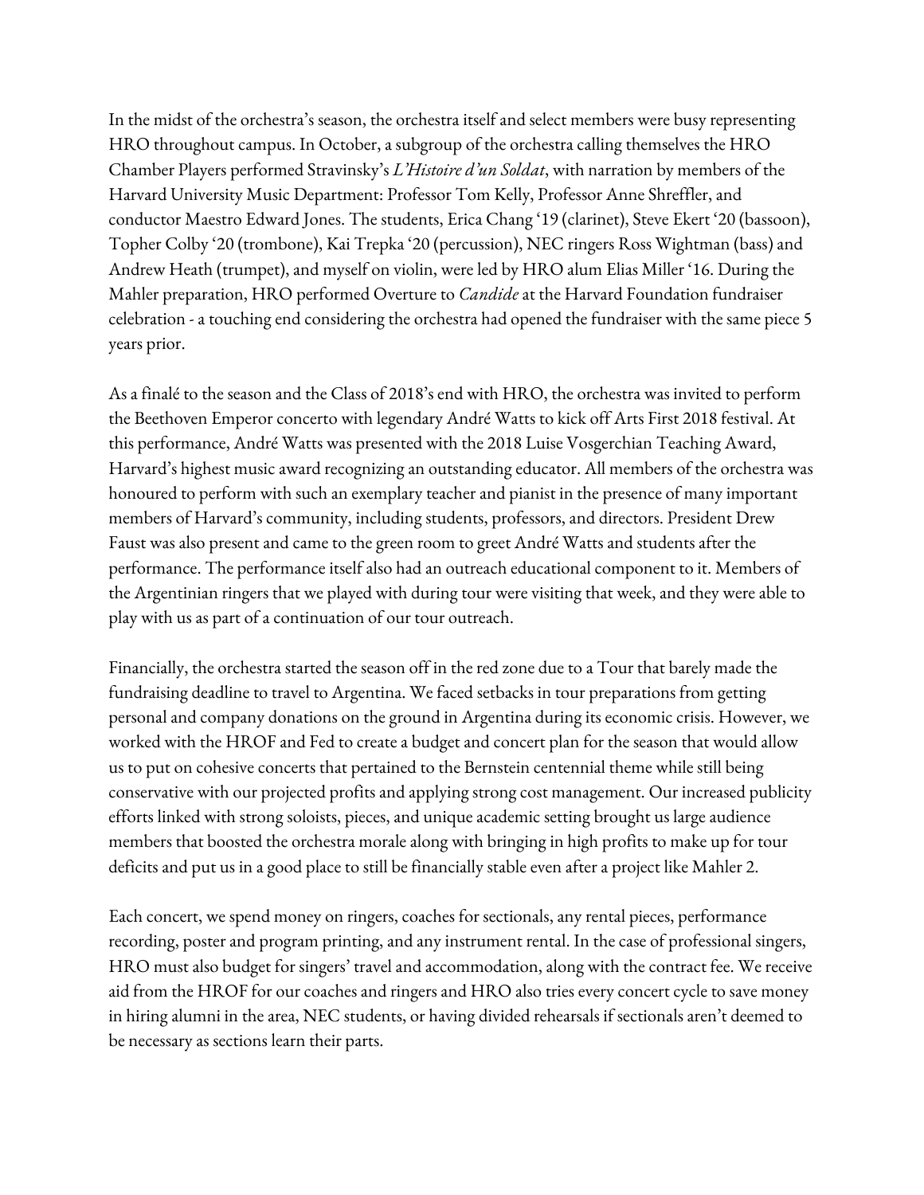In the midst of the orchestra's season, the orchestra itself and select members were busy representing HRO throughout campus. In October, a subgroup of the orchestra calling themselves the HRO Chamber Players performed Stravinsky's *L'Histoire d'un Soldat*, with narration by members of the Harvard University Music Department: Professor Tom Kelly, Professor Anne Shreffler, and conductor Maestro Edward Jones. The students, Erica Chang '19 (clarinet), Steve Ekert '20 (bassoon), Topher Colby '20 (trombone), Kai Trepka '20 (percussion), NEC ringers Ross Wightman (bass) and Andrew Heath (trumpet), and myself on violin, were led by HRO alum Elias Miller '16. During the Mahler preparation, HRO performed Overture to *Candide* at the Harvard Foundation fundraiser celebration - a touching end considering the orchestra had opened the fundraiser with the same piece 5 years prior.

As a finalé to the season and the Class of 2018's end with HRO, the orchestra was invited to perform the Beethoven Emperor concerto with legendary André Watts to kick off Arts First 2018 festival. At this performance, André Watts was presented with the 2018 Luise Vosgerchian Teaching Award, Harvard's highest music award recognizing an outstanding educator. All members of the orchestra was honoured to perform with such an exemplary teacher and pianist in the presence of many important members of Harvard's community, including students, professors, and directors. President Drew Faust was also present and came to the green room to greet André Watts and students after the performance. The performance itself also had an outreach educational component to it. Members of the Argentinian ringers that we played with during tour were visiting that week, and they were able to play with us as part of a continuation of our tour outreach.

Financially, the orchestra started the season off in the red zone due to a Tour that barely made the fundraising deadline to travel to Argentina. We faced setbacks in tour preparations from getting personal and company donations on the ground in Argentina during its economic crisis. However, we worked with the HROF and Fed to create a budget and concert plan for the season that would allow us to put on cohesive concerts that pertained to the Bernstein centennial theme while still being conservative with our projected profits and applying strong cost management. Our increased publicity efforts linked with strong soloists, pieces, and unique academic setting brought us large audience members that boosted the orchestra morale along with bringing in high profits to make up for tour deficits and put us in a good place to still be financially stable even after a project like Mahler 2.

Each concert, we spend money on ringers, coaches for sectionals, any rental pieces, performance recording, poster and program printing, and any instrument rental. In the case of professional singers, HRO must also budget for singers' travel and accommodation, along with the contract fee. We receive aid from the HROF for our coaches and ringers and HRO also tries every concert cycle to save money in hiring alumni in the area, NEC students, or having divided rehearsals if sectionals aren't deemed to be necessary as sections learn their parts.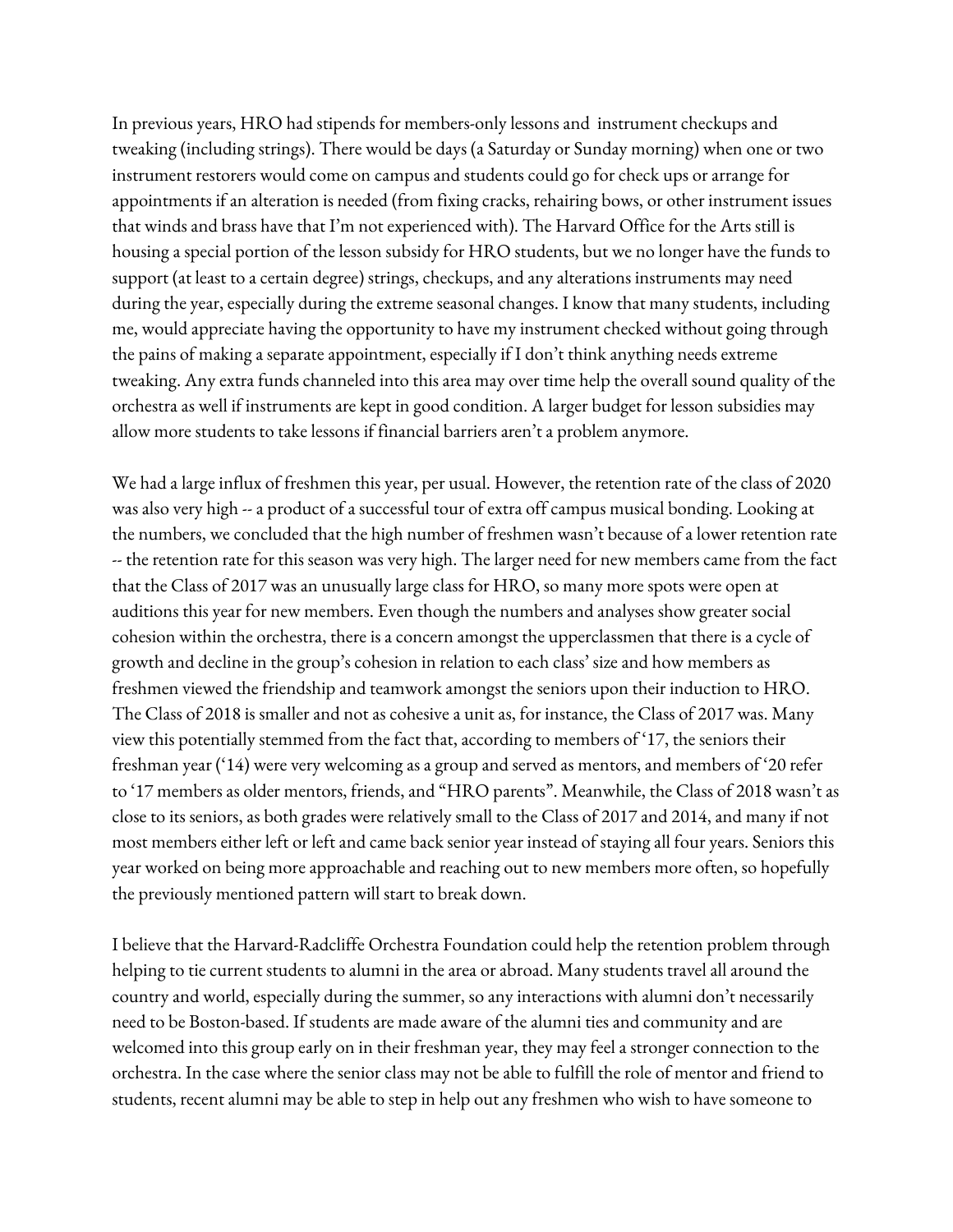In previous years, HRO had stipends for members-only lessons and  instrument checkups and tweaking (including strings). There would be days (a Saturday or Sunday morning) when one or two instrument restorers would come on campus and students could go for check ups or arrange for appointments if an alteration is needed (from fixing cracks, rehairing bows, or other instrument issues that winds and brass have that I'm not experienced with). The Harvard Office for the Arts still is housing a special portion of the lesson subsidy for HRO students, but we no longer have the funds to support (at least to a certain degree) strings, checkups, and any alterations instruments may need during the year, especially during the extreme seasonal changes. I know that many students, including me, would appreciate having the opportunity to have my instrument checked without going through the pains of making a separate appointment, especially if I don't think anything needs extreme tweaking. Any extra funds channeled into this area may over time help the overall sound quality of the orchestra as well if instruments are kept in good condition. A larger budget for lesson subsidies may allow more students to take lessons if financial barriers aren't a problem anymore.

We had a large influx of freshmen this year, per usual. However, the retention rate of the class of 2020 was also very high -- a product of a successful tour of extra off campus musical bonding. Looking at the numbers, we concluded that the high number of freshmen wasn't because of a lower retention rate -- the retention rate for this season was very high. The larger need for new members came from the fact that the Class of 2017 was an unusually large class for HRO, so many more spots were open at auditions this year for new members. Even though the numbers and analyses show greater social cohesion within the orchestra, there is a concern amongst the upperclassmen that there is a cycle of growth and decline in the group's cohesion in relation to each class' size and how members as freshmen viewed the friendship and teamwork amongst the seniors upon their induction to HRO. The Class of 2018 is smaller and not as cohesive a unit as, for instance, the Class of 2017 was. Many view this potentially stemmed from the fact that, according to members of '17, the seniors their freshman year ('14) were very welcoming as a group and served as mentors, and members of '20 refer to '17 members as older mentors, friends, and "HRO parents". Meanwhile, the Class of 2018 wasn't as close to its seniors, as both grades were relatively small to the Class of 2017 and 2014, and many if not most members either left or left and came back senior year instead of staying all four years. Seniors this year worked on being more approachable and reaching out to new members more often, so hopefully the previously mentioned pattern will start to break down.

I believe that the Harvard-Radcliffe Orchestra Foundation could help the retention problem through helping to tie current students to alumni in the area or abroad. Many students travel all around the country and world, especially during the summer, so any interactions with alumni don't necessarily need to be Boston-based. If students are made aware of the alumni ties and community and are welcomed into this group early on in their freshman year, they may feel a stronger connection to the orchestra. In the case where the senior class may not be able to fulfill the role of mentor and friend to students, recent alumni may be able to step in help out any freshmen who wish to have someone to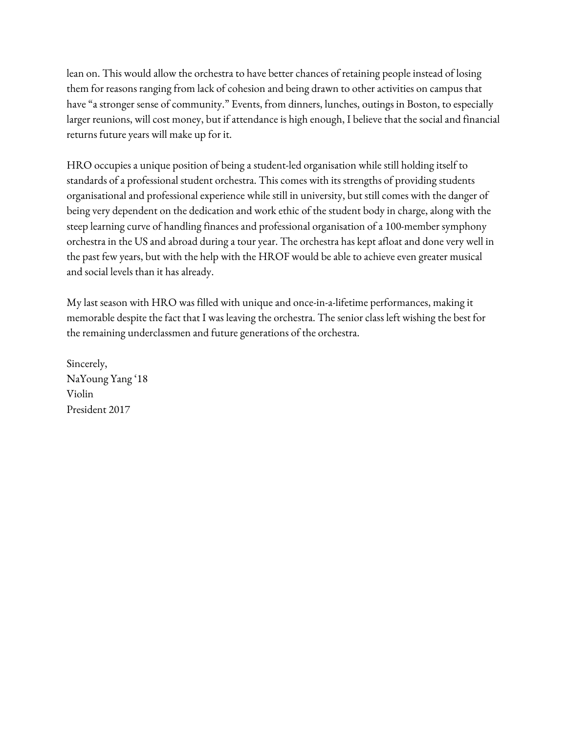lean on. This would allow the orchestra to have better chances of retaining people instead of losing them for reasons ranging from lack of cohesion and being drawn to other activities on campus that have "a stronger sense of community." Events, from dinners, lunches, outings in Boston, to especially larger reunions, will cost money, but if attendance is high enough, I believe that the social and financial returns future years will make up for it.

HRO occupies a unique position of being a student-led organisation while still holding itself to standards of a professional student orchestra. This comes with its strengths of providing students organisational and professional experience while still in university, but still comes with the danger of being very dependent on the dedication and work ethic of the student body in charge, along with the steep learning curve of handling finances and professional organisation of a 100-member symphony orchestra in the US and abroad during a tour year. The orchestra has kept afloat and done very well in the past few years, but with the help with the HROF would be able to achieve even greater musical and social levels than it has already.

My last season with HRO was filled with unique and once-in-a-lifetime performances, making it memorable despite the fact that I was leaving the orchestra. The senior class left wishing the best for the remaining underclassmen and future generations of the orchestra.

Sincerely,
NaYoung Yang '18
Violin
President 2017